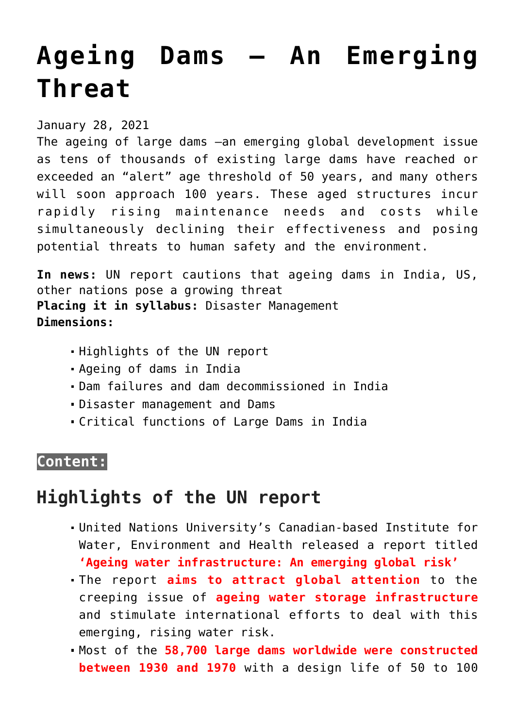# Ageing Dams – An Emerging Threat

January 28, 2021

The ageing of large dams –an emerging global development issue as tens of thousands of existing large dams have reached or exceeded an "alert" age threshold of 50 years, and many others will soon approach 100 years. These aged structures incur rapidly rising maintenance needs and costs while simultaneously declining their effectiveness and posing potential threats to human safety and the environment.

**In news:** UN report cautions that ageing dams in India, US, other nations pose a growing threat
**Placing it in syllabus:** Disaster Management
**Dimensions:**

- Highlights of the UN report
- Ageing of dams in India
- Dam failures and dam decommissioned in India
- Disaster management and Dams
- Critical functions of Large Dams in India

**Content:**

## Highlights of the UN report

- United Nations University's Canadian-based Institute for Water, Environment and Health released a report titled **'Ageing water infrastructure: An emerging global risk'**
- The report **aims to attract global attention** to the creeping issue of **ageing water storage infrastructure** and stimulate international efforts to deal with this emerging, rising water risk.
- Most of the **58,700 large dams worldwide were constructed between 1930 and 1970** with a design life of 50 to 100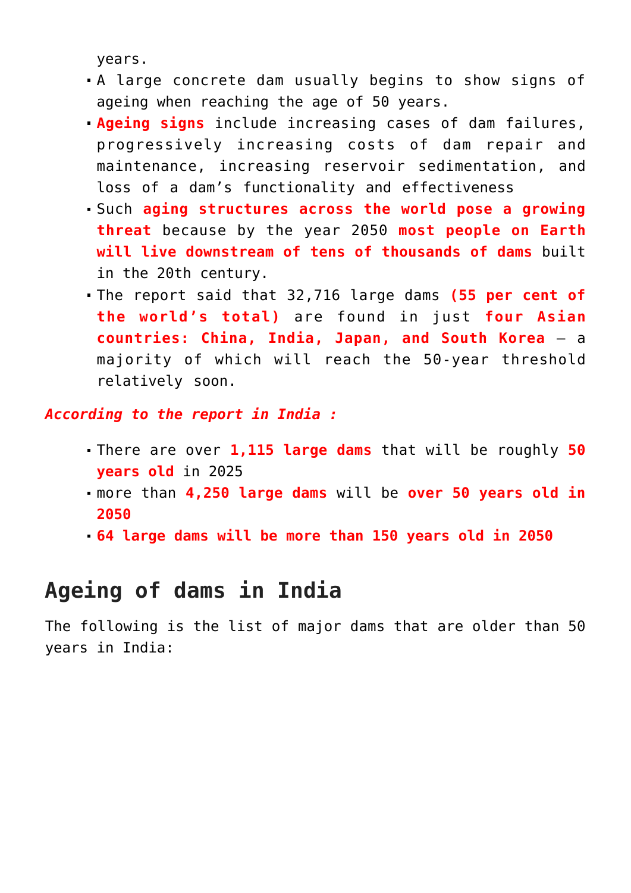years.

- A large concrete dam usually begins to show signs of ageing when reaching the age of 50 years.
- **Ageing signs** include increasing cases of dam failures, progressively increasing costs of dam repair and maintenance, increasing reservoir sedimentation, and loss of a dam's functionality and effectiveness
- Such **aging structures across the world pose a growing threat** because by the year 2050 **most people on Earth will live downstream of tens of thousands of dams** built in the 20th century.
- The report said that 32,716 large dams **(55 per cent of the world's total)** are found in just **four Asian countries: China, India, Japan, and South Korea** — a majority of which will reach the 50-year threshold relatively soon.

***According to the report in India :***

- There are over **1,115 large dams** that will be roughly **50 years old** in 2025
- more than **4,250 large dams** will be **over 50 years old in 2050**
- **64 large dams will be more than 150 years old in 2050**

## Ageing of dams in India

The following is the list of major dams that are older than 50 years in India: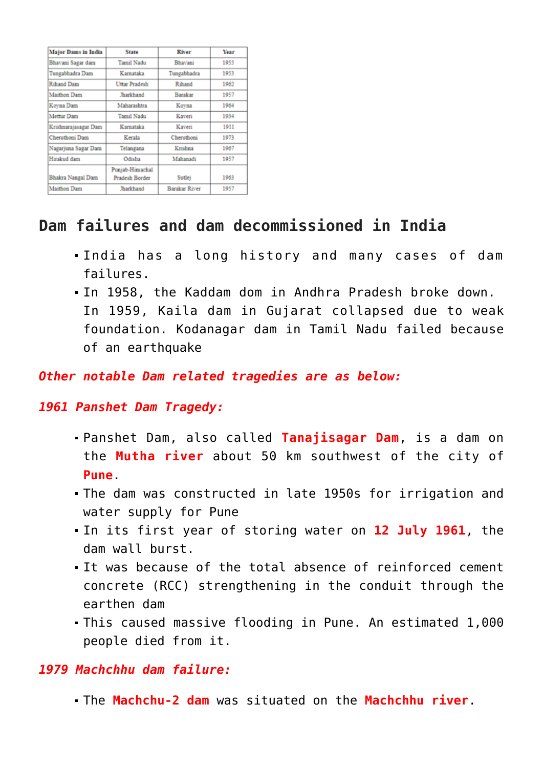| Major Dams in India | State | River | Year |
|---|---|---|---|
| Bhavani Sagar dam | Tamil Nadu | Bhavani | 1955 |
| Tungabhadra Dam | Karnataka | Tungabhadra | 1953 |
| Rihand Dam | Uttar Pradesh | Rihand | 1962 |
| Maithon Dam | Jharkhand | Barakar | 1957 |
| Koyna Dam | Maharashtra | Koyna | 1964 |
| Mettur Dam | Tamil Nadu | Kaveri | 1934 |
| Krishnarajasagar Dam | Karnataka | Kaveri | 1911 |
| Cheruthoni Dam | Kerala | Cheruthoni | 1973 |
| Nagarjuna Sagar Dam | Telangana | Krishna | 1967 |
| Hirakud dam | Odisha | Mahanadi | 1957 |
| Bhakra Nangal Dam | Punjab-Himachal Pradesh Border | Sutlej | 1963 |
| Maithon Dam | Jharkhand | Barakar River | 1957 |

## Dam failures and dam decommissioned in India

- India has a long history and many cases of dam failures.
- In 1958, the Kaddam dom in Andhra Pradesh broke down. In 1959, Kaila dam in Gujarat collapsed due to weak foundation. Kodanagar dam in Tamil Nadu failed because of an earthquake

***Other notable Dam related tragedies are as below:***

***1961 Panshet Dam Tragedy:***

- Panshet Dam, also called **Tanajisagar Dam**, is a dam on the **Mutha river** about 50 km southwest of the city of **Pune**.
- The dam was constructed in late 1950s for irrigation and water supply for Pune
- In its first year of storing water on **12 July 1961**, the dam wall burst.
- It was because of the total absence of reinforced cement concrete (RCC) strengthening in the conduit through the earthen dam
- This caused massive flooding in Pune. An estimated 1,000 people died from it.

***1979 Machchhu dam failure:***

- The **Machchu-2 dam** was situated on the **Machchhu river**.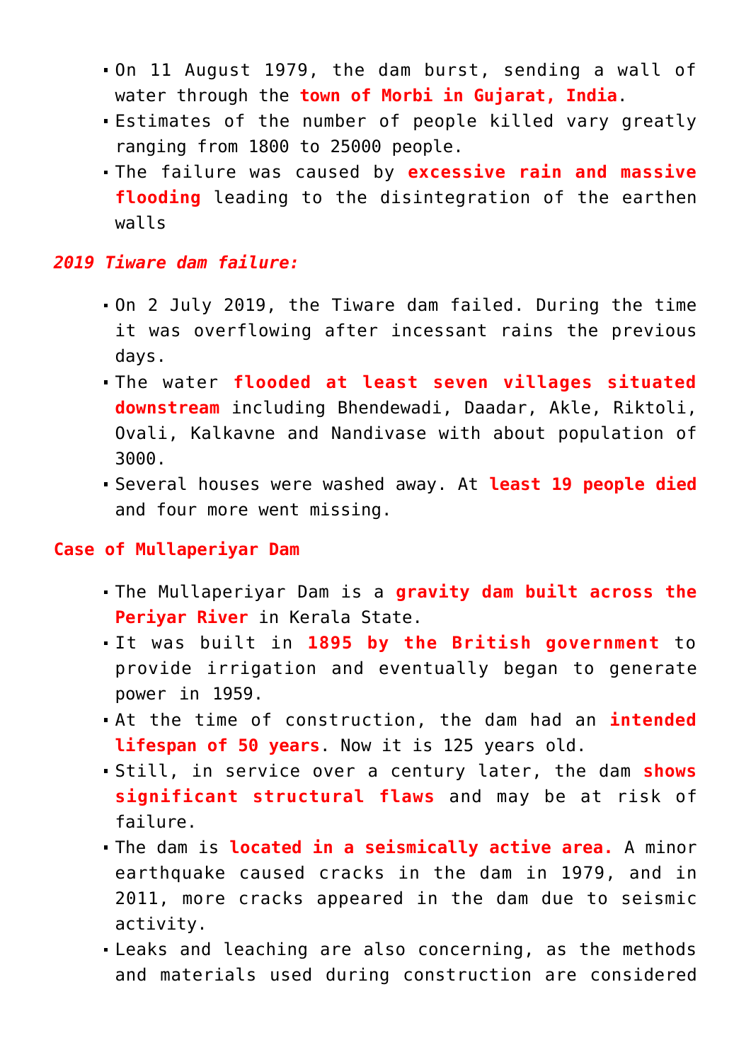- On 11 August 1979, the dam burst, sending a wall of water through the **town of Morbi in Gujarat, India**.
- Estimates of the number of people killed vary greatly ranging from 1800 to 25000 people.
- The failure was caused by **excessive rain and massive flooding** leading to the disintegration of the earthen walls

***2019 Tiware dam failure:***

- On 2 July 2019, the Tiware dam failed. During the time it was overflowing after incessant rains the previous days.
- The water **flooded at least seven villages situated downstream** including Bhendewadi, Daadar, Akle, Riktoli, Ovali, Kalkavne and Nandivase with about population of 3000.
- Several houses were washed away. At **least 19 people died** and four more went missing.

**Case of Mullaperiyar Dam**

- The Mullaperiyar Dam is a **gravity dam built across the Periyar River** in Kerala State.
- It was built in **1895 by the British government** to provide irrigation and eventually began to generate power in 1959.
- At the time of construction, the dam had an **intended lifespan of 50 years**. Now it is 125 years old.
- Still, in service over a century later, the dam **shows significant structural flaws** and may be at risk of failure.
- The dam is **located in a seismically active area.** A minor earthquake caused cracks in the dam in 1979, and in 2011, more cracks appeared in the dam due to seismic activity.
- Leaks and leaching are also concerning, as the methods and materials used during construction are considered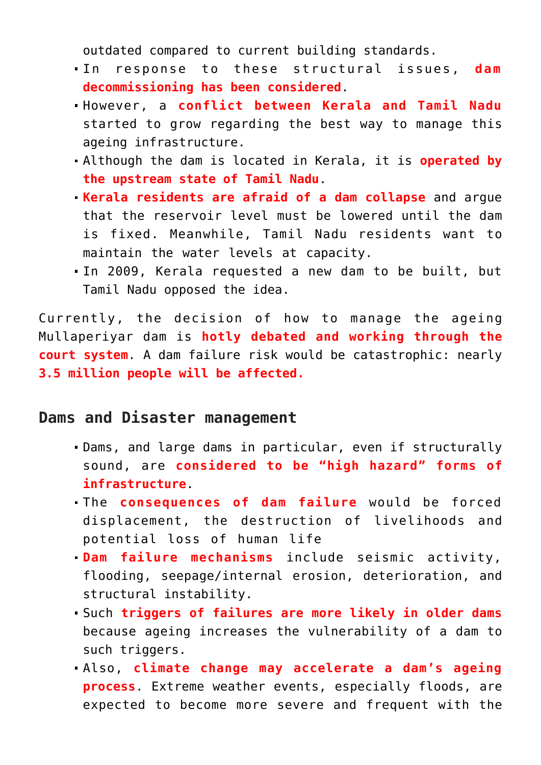outdated compared to current building standards.

- In response to these structural issues, **dam decommissioning has been considered**.
- However, a **conflict between Kerala and Tamil Nadu** started to grow regarding the best way to manage this ageing infrastructure.
- Although the dam is located in Kerala, it is **operated by the upstream state of Tamil Nadu**.
- **Kerala residents are afraid of a dam collapse** and argue that the reservoir level must be lowered until the dam is fixed. Meanwhile, Tamil Nadu residents want to maintain the water levels at capacity.
- In 2009, Kerala requested a new dam to be built, but Tamil Nadu opposed the idea.

Currently, the decision of how to manage the ageing Mullaperiyar dam is **hotly debated and working through the court system**. A dam failure risk would be catastrophic: nearly **3.5 million people will be affected.**

## Dams and Disaster management

- Dams, and large dams in particular, even if structurally sound, are **considered to be "high hazard" forms of infrastructure**.
- The **consequences of dam failure** would be forced displacement, the destruction of livelihoods and potential loss of human life
- **Dam failure mechanisms** include seismic activity, flooding, seepage/internal erosion, deterioration, and structural instability.
- Such **triggers of failures are more likely in older dams** because ageing increases the vulnerability of a dam to such triggers.
- Also, **climate change may accelerate a dam's ageing process**. Extreme weather events, especially floods, are expected to become more severe and frequent with the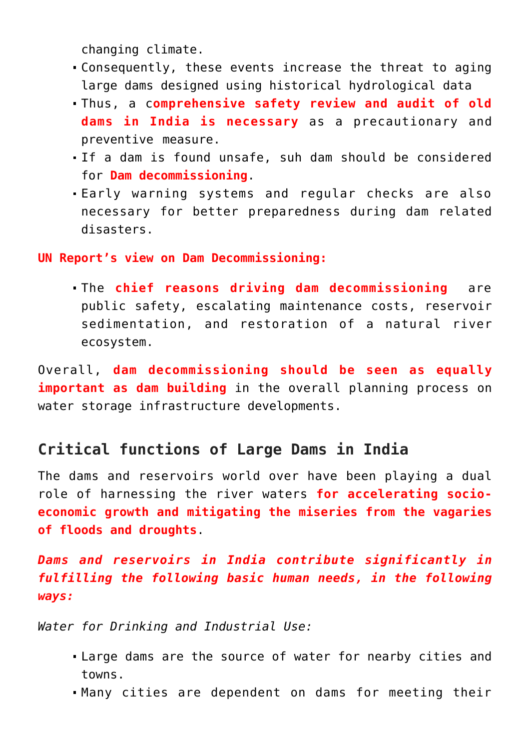changing climate.

- Consequently, these events increase the threat to aging large dams designed using historical hydrological data
- Thus, a c**omprehensive safety review and audit of old dams in India is necessary** as a precautionary and preventive measure.
- If a dam is found unsafe, suh dam should be considered for **Dam decommissioning**.
- Early warning systems and regular checks are also necessary for better preparedness during dam related disasters.

**UN Report's view on Dam Decommissioning:**

- The **chief reasons driving dam decommissioning** are public safety, escalating maintenance costs, reservoir sedimentation, and restoration of a natural river ecosystem.

Overall, **dam decommissioning should be seen as equally important as dam building** in the overall planning process on water storage infrastructure developments.

## Critical functions of Large Dams in India

The dams and reservoirs world over have been playing a dual role of harnessing the river waters **for accelerating socio-economic growth and mitigating the miseries from the vagaries of floods and droughts**.

***Dams and reservoirs in India contribute significantly in fulfilling the following basic human needs, in the following ways:***

*Water for Drinking and Industrial Use:*

- Large dams are the source of water for nearby cities and towns.
- Many cities are dependent on dams for meeting their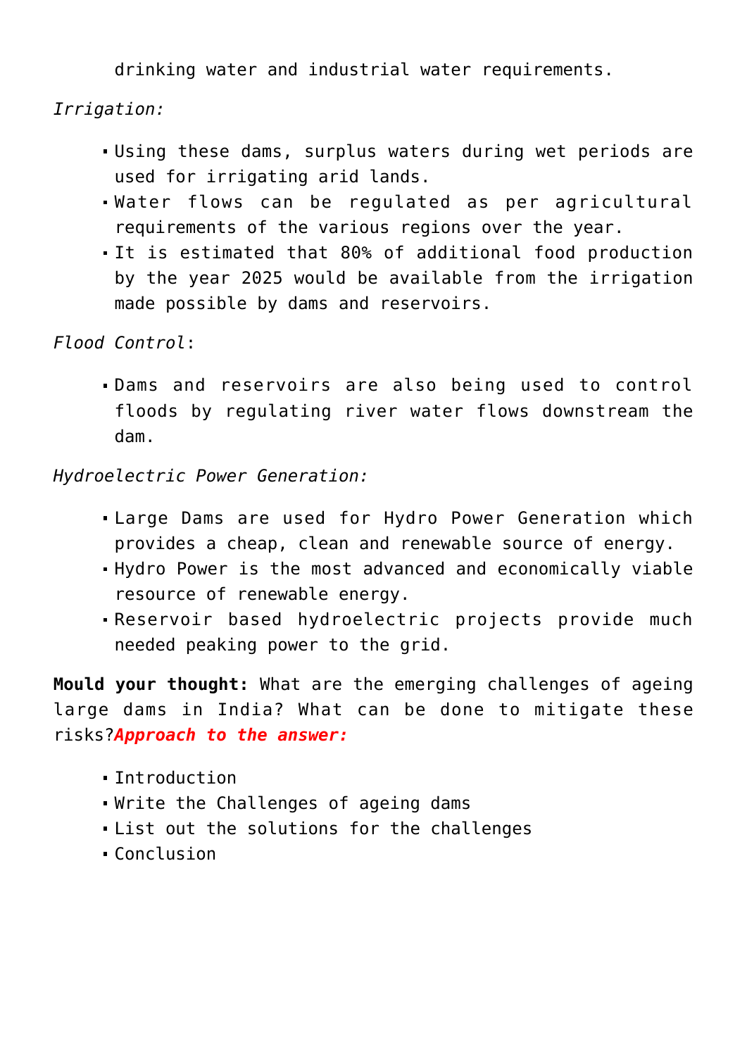drinking water and industrial water requirements.

*Irrigation:*

- Using these dams, surplus waters during wet periods are used for irrigating arid lands.
- Water flows can be regulated as per agricultural requirements of the various regions over the year.
- It is estimated that 80% of additional food production by the year 2025 would be available from the irrigation made possible by dams and reservoirs.

*Flood Control*:

- Dams and reservoirs are also being used to control floods by regulating river water flows downstream the dam.

*Hydroelectric Power Generation:*

- Large Dams are used for Hydro Power Generation which provides a cheap, clean and renewable source of energy.
- Hydro Power is the most advanced and economically viable resource of renewable energy.
- Reservoir based hydroelectric projects provide much needed peaking power to the grid.

**Mould your thought:** What are the emerging challenges of ageing large dams in India? What can be done to mitigate these risks?***Approach to the answer:***

- Introduction
- Write the Challenges of ageing dams
- List out the solutions for the challenges
- Conclusion